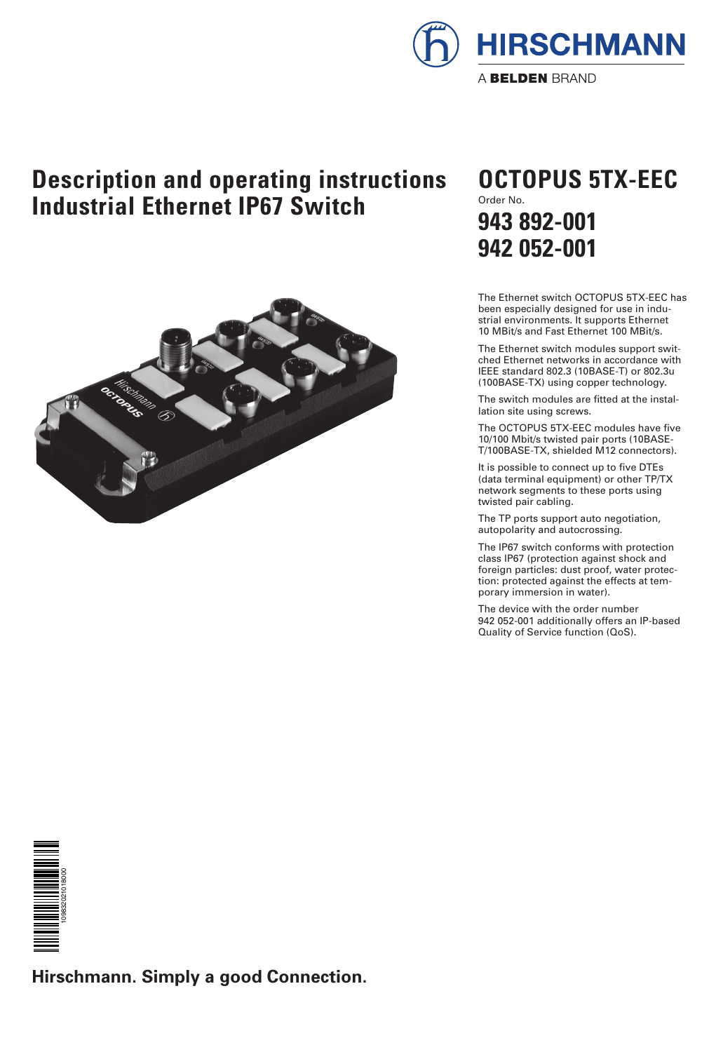HIRSCHMANN

A BELDEN BRAND

# Description and operating instructions Industrial Ethernet IP67 Switch

# OCTOPUS 5TX-EEC

Order No.

## 943 892-001
## 942 052-001

The Ethernet switch OCTOPUS 5TX-EEC has been especially designed for use in industrial environments. It supports Ethernet 10 MBit/s and Fast Ethernet 100 MBit/s.

The Ethernet switch modules support switched Ethernet networks in accordance with IEEE standard 802.3 (10BASE-T) or 802.3u (100BASE-TX) using copper technology.

The switch modules are fitted at the installation site using screws.

The OCTOPUS 5TX-EEC modules have five 10/100 Mbit/s twisted pair ports (10BASE-T/100BASE-TX, shielded M12 connectors).

It is possible to connect up to five DTEs (data terminal equipment) or other TP/TX network segments to these ports using twisted pair cabling.

The TP ports support auto negotiation, autopolarity and autocrossing.

The IP67 switch conforms with protection class IP67 (protection against shock and foreign particles: dust proof, water protection: protected against the effects at temporary immersion in water).

The device with the order number 942 052-001 additionally offers an IP-based Quality of Service function (QoS).

**Hirschmann. Simply a good Connection.**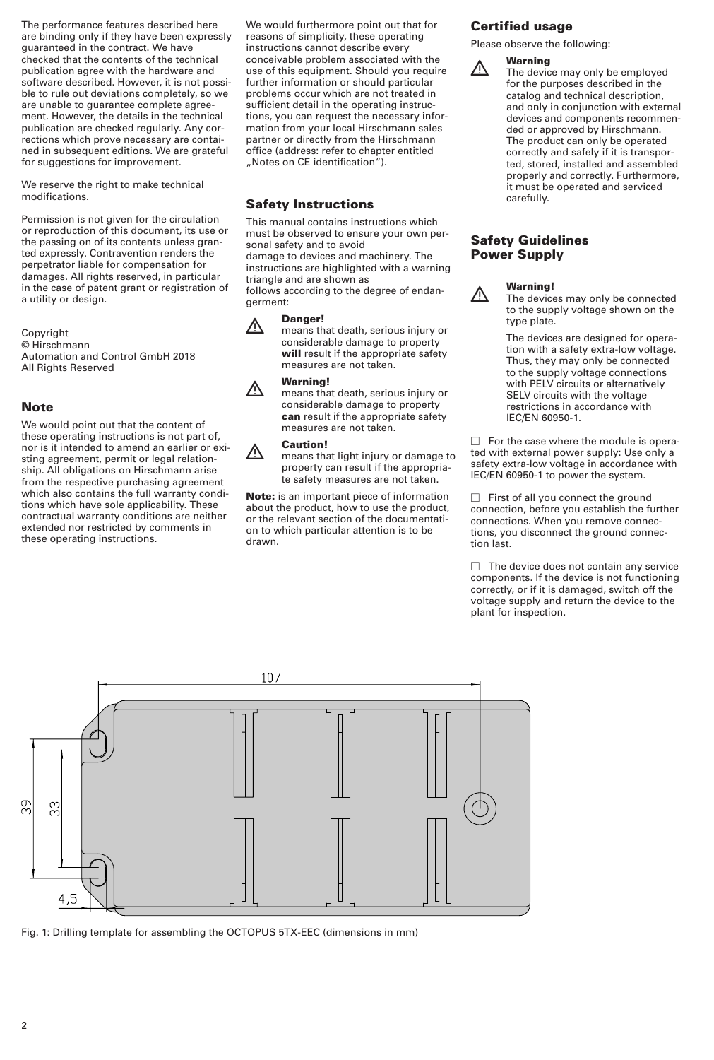The performance features described here are binding only if they have been expressly guaranteed in the contract. We have checked that the contents of the technical publication agree with the hardware and software described. However, it is not possible to rule out deviations completely, so we are unable to guarantee complete agreement. However, the details in the technical publication are checked regularly. Any corrections which prove necessary are contained in subsequent editions. We are grateful for suggestions for improvement.

We reserve the right to make technical modifications.

Permission is not given for the circulation or reproduction of this document, its use or the passing on of its contents unless granted expressly. Contravention renders the perpetrator liable for compensation for damages. All rights reserved, in particular in the case of patent grant or registration of a utility or design.

Copyright
© Hirschmann
Automation and Control GmbH 2018
All Rights Reserved

## Note

We would point out that the content of these operating instructions is not part of, nor is it intended to amend an earlier or existing agreement, permit or legal relationship. All obligations on Hirschmann arise from the respective purchasing agreement which also contains the full warranty conditions which have sole applicability. These contractual warranty conditions are neither extended nor restricted by comments in these operating instructions.

We would furthermore point out that for reasons of simplicity, these operating instructions cannot describe every conceivable problem associated with the use of this equipment. Should you require further information or should particular problems occur which are not treated in sufficient detail in the operating instructions, you can request the necessary information from your local Hirschmann sales partner or directly from the Hirschmann office (address: refer to chapter entitled „Notes on CE identification“).

## Safety Instructions

This manual contains instructions which must be observed to ensure your own personal safety and to avoid damage to devices and machinery. The instructions are highlighted with a warning triangle and are shown as follows according to the degree of endangerment:

⚠ **Danger!**
means that death, serious injury or considerable damage to property **will** result if the appropriate safety measures are not taken.

⚠ **Warning!**
means that death, serious injury or considerable damage to property **can** result if the appropriate safety measures are not taken.

⚠ **Caution!**
means that light injury or damage to property can result if the appropriate safety measures are not taken.

**Note:** is an important piece of information about the product, how to use the product, or the relevant section of the documentation to which particular attention is to be drawn.

## Certified usage

Please observe the following:

⚠ **Warning**
The device may only be employed for the purposes described in the catalog and technical description, and only in conjunction with external devices and components recommended or approved by Hirschmann. The product can only be operated correctly and safely if it is transported, stored, installed and assembled properly and correctly. Furthermore, it must be operated and serviced carefully.

## Safety Guidelines Power Supply

⚠ **Warning!**
The devices may only be connected to the supply voltage shown on the type plate.

The devices are designed for operation with a safety extra-low voltage. Thus, they may only be connected to the supply voltage connections with PELV circuits or alternatively SELV circuits with the voltage restrictions in accordance with IEC/EN 60950-1.

☐ For the case where the module is operated with external power supply: Use only a safety extra-low voltage in accordance with IEC/EN 60950-1 to power the system.

☐ First of all you connect the ground connection, before you establish the further connections. When you remove connections, you disconnect the ground connection last.

☐ The device does not contain any service components. If the device is not functioning correctly, or if it is damaged, switch off the voltage supply and return the device to the plant for inspection.

107

39 33

4,5

Fig. 1: Drilling template for assembling the OCTOPUS 5TX-EEC (dimensions in mm)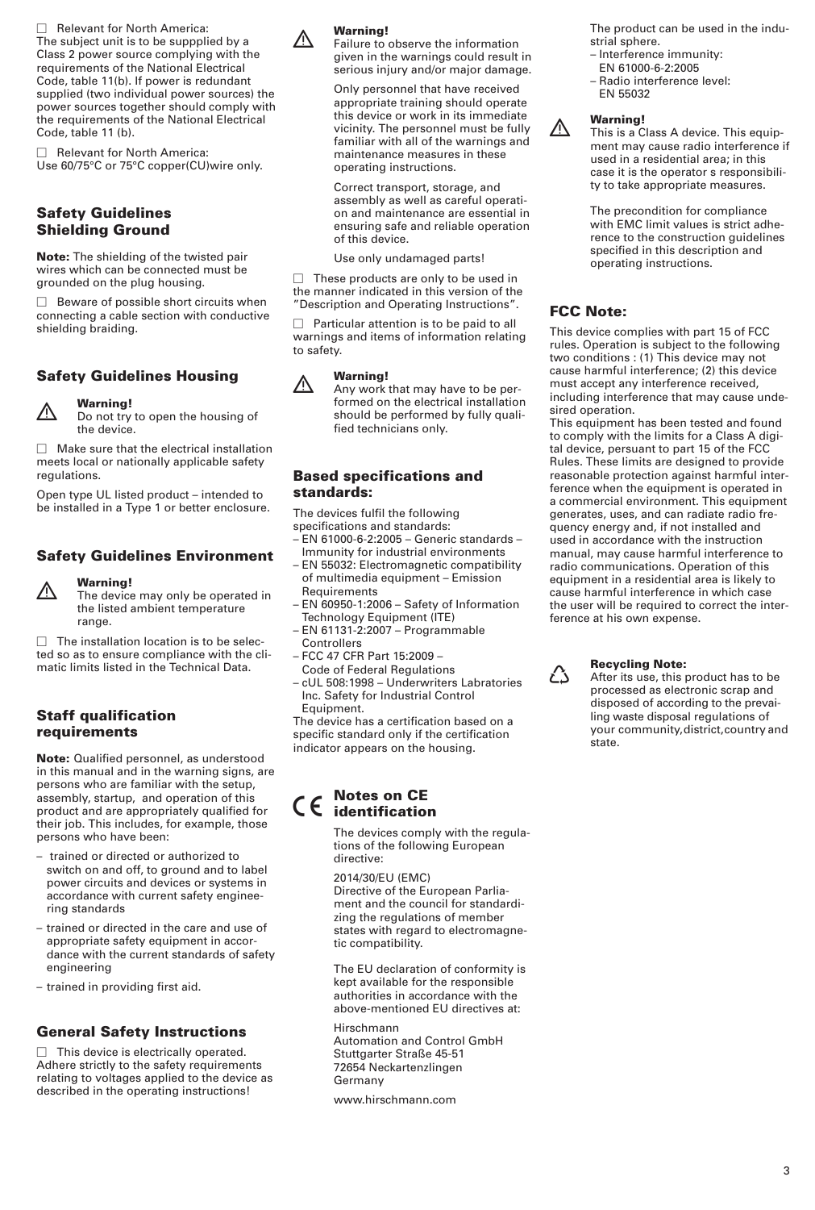☐ Relevant for North America:
The subject unit is to be suppplied by a Class 2 power source complying with the requirements of the National Electrical Code, table 11(b). If power is redundant supplied (two individual power sources) the power sources together should comply with the requirements of the National Electrical Code, table 11 (b).

☐ Relevant for North America:
Use 60/75°C or 75°C copper(CU)wire only.

## Safety Guidelines Shielding Ground

**Note:** The shielding of the twisted pair wires which can be connected must be grounded on the plug housing.

☐ Beware of possible short circuits when connecting a cable section with conductive shielding braiding.

## Safety Guidelines Housing

⚠ **Warning!**
Do not try to open the housing of the device.

☐ Make sure that the electrical installation meets local or nationally applicable safety regulations.

Open type UL listed product – intended to be installed in a Type 1 or better enclosure.

## Safety Guidelines Environment

⚠ **Warning!**
The device may only be operated in the listed ambient temperature range.

☐ The installation location is to be selected so as to ensure compliance with the climatic limits listed in the Technical Data.

## Staff qualification requirements

**Note:** Qualified personnel, as understood in this manual and in the warning signs, are persons who are familiar with the setup, assembly, startup, and operation of this product and are appropriately qualified for their job. This includes, for example, those persons who have been:

- trained or directed or authorized to switch on and off, to ground and to label power circuits and devices or systems in accordance with current safety engineering standards
- trained or directed in the care and use of appropriate safety equipment in accordance with the current standards of safety engineering
- trained in providing first aid.

## General Safety Instructions

☐ This device is electrically operated. Adhere strictly to the safety requirements relating to voltages applied to the device as described in the operating instructions!

⚠ **Warning!**
Failure to observe the information given in the warnings could result in serious injury and/or major damage.

Only personnel that have received appropriate training should operate this device or work in its immediate vicinity. The personnel must be fully familiar with all of the warnings and maintenance measures in these operating instructions.

Correct transport, storage, and assembly as well as careful operation and maintenance are essential in ensuring safe and reliable operation of this device.

Use only undamaged parts!

☐ These products are only to be used in the manner indicated in this version of the "Description and Operating Instructions".

☐ Particular attention is to be paid to all warnings and items of information relating to safety.

⚠ **Warning!**
Any work that may have to be performed on the electrical installation should be performed by fully qualified technicians only.

## Based specifications and standards:

The devices fulfil the following specifications and standards:
- EN 61000-6-2:2005 – Generic standards – Immunity for industrial environments
- EN 55032: Electromagnetic compatibility of multimedia equipment – Emission Requirements
- EN 60950-1:2006 – Safety of Information Technology Equipment (ITE)
- EN 61131-2:2007 – Programmable Controllers
- FCC 47 CFR Part 15:2009 – Code of Federal Regulations
- cUL 508:1998 – Underwriters Labratories Inc. Safety for Industrial Control Equipment.

The device has a certification based on a specific standard only if the certification indicator appears on the housing.

## CE Notes on CE identification

The devices comply with the regulations of the following European directive:

2014/30/EU (EMC)
Directive of the European Parliament and the council for standardizing the regulations of member states with regard to electromagnetic compatibility.

The EU declaration of conformity is kept available for the responsible authorities in accordance with the above-mentioned EU directives at:

Hirschmann
Automation and Control GmbH
Stuttgarter Straße 45-51
72654 Neckartenzlingen
Germany

www.hirschmann.com

The product can be used in the industrial sphere.
- Interference immunity: EN 61000-6-2:2005
- Radio interference level: EN 55032

⚠ **Warning!**
This is a Class A device. This equipment may cause radio interference if used in a residential area; in this case it is the operator s responsibility to take appropriate measures.

The precondition for compliance with EMC limit values is strict adherence to the construction guidelines specified in this description and operating instructions.

## FCC Note:

This device complies with part 15 of FCC rules. Operation is subject to the following two conditions : (1) This device may not cause harmful interference; (2) this device must accept any interference received, including interference that may cause undesired operation.
This equipment has been tested and found to comply with the limits for a Class A digital device, persuant to part 15 of the FCC Rules. These limits are designed to provide reasonable protection against harmful interference when the equipment is operated in a commercial environment. This equipment generates, uses, and can radiate radio frequency energy and, if not installed and used in accordance with the instruction manual, may cause harmful interference to radio communications. Operation of this equipment in a residential area is likely to cause harmful interference in which case the user will be required to correct the interference at his own expense.

**Recycling Note:**
After its use, this product has to be processed as electronic scrap and disposed of according to the prevailing waste disposal regulations of your community,district,country and state.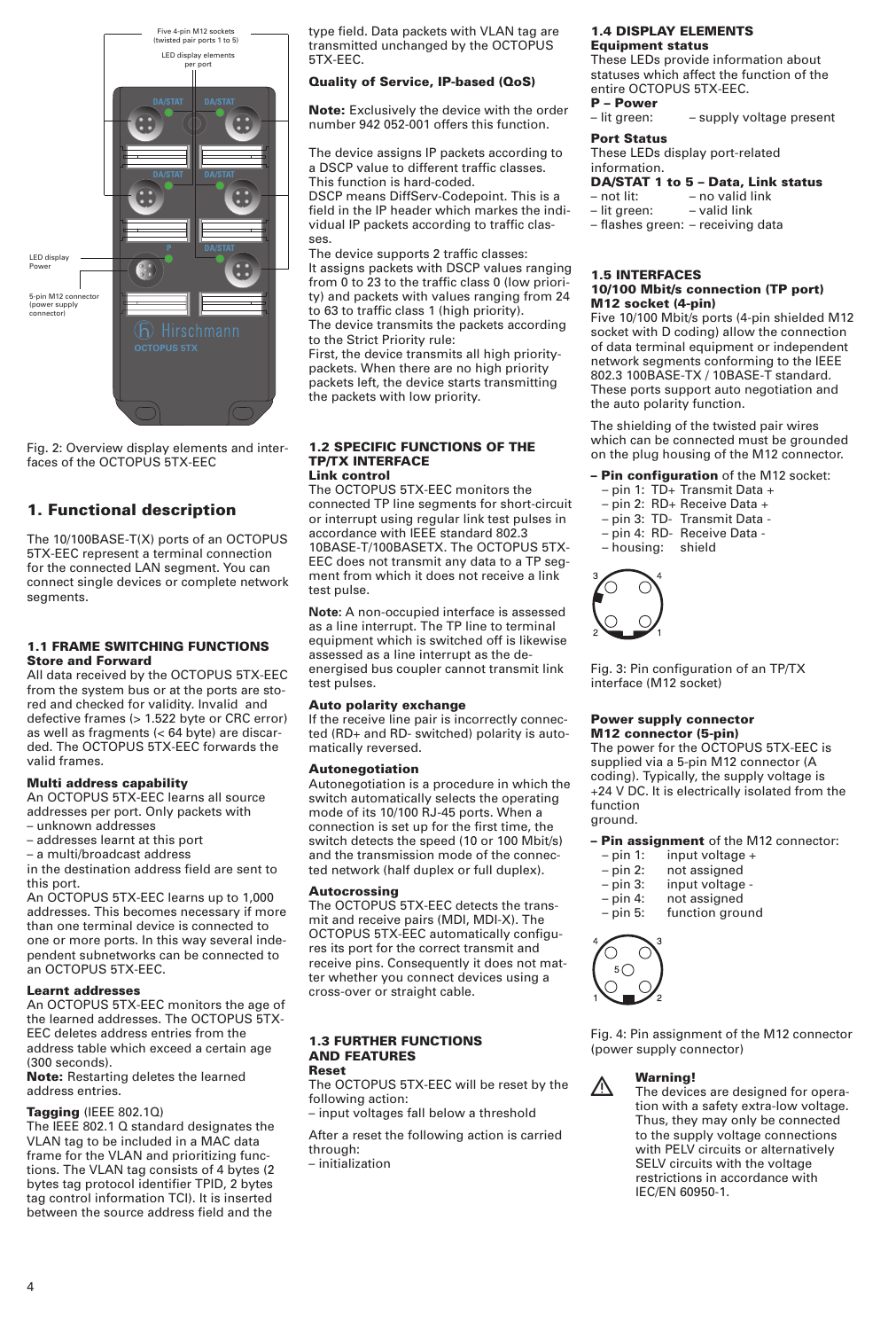Fig. 2: Overview display elements and interfaces of the OCTOPUS 5TX-EEC

## 1. Functional description

The 10/100BASE-T(X) ports of an OCTOPUS 5TX-EEC represent a terminal connection for the connected LAN segment. You can connect single devices or complete network segments.

### 1.1 FRAME SWITCHING FUNCTIONS

**Store and Forward**

All data received by the OCTOPUS 5TX-EEC from the system bus or at the ports are stored and checked for validity. Invalid and defective frames (> 1.522 byte or CRC error) as well as fragments (< 64 byte) are discarded. The OCTOPUS 5TX-EEC forwards the valid frames.

**Multi address capability**

An OCTOPUS 5TX-EEC learns all source addresses per port. Only packets with

- unknown addresses
- addresses learnt at this port
- a multi/broadcast address

in the destination address field are sent to this port.

An OCTOPUS 5TX-EEC learns up to 1,000 addresses. This becomes necessary if more than one terminal device is connected to one or more ports. In this way several independent subnetworks can be connected to an OCTOPUS 5TX-EEC.

**Learnt addresses**

An OCTOPUS 5TX-EEC monitors the age of the learned addresses. The OCTOPUS 5TX-EEC deletes address entries from the address table which exceed a certain age (300 seconds).

**Note:** Restarting deletes the learned address entries.

**Tagging** (IEEE 802.1Q)

The IEEE 802.1 Q standard designates the VLAN tag to be included in a MAC data frame for the VLAN and prioritizing functions. The VLAN tag consists of 4 bytes (2 bytes tag protocol identifier TPID, 2 bytes tag control information TCI). It is inserted between the source address field and the type field. Data packets with VLAN tag are transmitted unchanged by the OCTOPUS 5TX-EEC.

**Quality of Service, IP-based (QoS)**

**Note:** Exclusively the device with the order number 942 052-001 offers this function.

The device assigns IP packets according to a DSCP value to different traffic classes. This function is hard-coded.

DSCP means DiffServ-Codepoint. This is a field in the IP header which markes the individual IP packets according to traffic classes.

The device supports 2 traffic classes:

It assigns packets with DSCP values ranging from 0 to 23 to the traffic class 0 (low priority) and packets with values ranging from 24 to 63 to traffic class 1 (high priority).

The device transmits the packets according to the Strict Priority rule:

First, the device transmits all high priority-packets. When there are no high priority packets left, the device starts transmitting the packets with low priority.

### 1.2 SPECIFIC FUNCTIONS OF THE TP/TX INTERFACE

**Link control**

The OCTOPUS 5TX-EEC monitors the connected TP line segments for short-circuit or interrupt using regular link test pulses in accordance with IEEE standard 802.3 10BASE-T/100BASETX. The OCTOPUS 5TX-EEC does not transmit any data to a TP segment from which it does not receive a link test pulse.

**Note**: A non-occupied interface is assessed as a line interrupt. The TP line to terminal equipment which is switched off is likewise assessed as a line interrupt as the de-energised bus coupler cannot transmit link test pulses.

**Auto polarity exchange**

If the receive line pair is incorrectly connected (RD+ and RD- switched) polarity is automatically reversed.

**Autonegotiation**

Autonegotiation is a procedure in which the switch automatically selects the operating mode of its 10/100 RJ-45 ports. When a connection is set up for the first time, the switch detects the speed (10 or 100 Mbit/s) and the transmission mode of the connected network (half duplex or full duplex).

**Autocrossing**

The OCTOPUS 5TX-EEC detects the transmit and receive pairs (MDI, MDI-X). The OCTOPUS 5TX-EEC automatically configures its port for the correct transmit and receive pins. Consequently it does not matter whether you connect devices using a cross-over or straight cable.

### 1.3 FURTHER FUNCTIONS AND FEATURES

**Reset**

The OCTOPUS 5TX-EEC will be reset by the following action:

- input voltages fall below a threshold

After a reset the following action is carried through:

- initialization

### 1.4 DISPLAY ELEMENTS

**Equipment status**

These LEDs provide information about statuses which affect the function of the entire OCTOPUS 5TX-EEC.

**P – Power**

- lit green: – supply voltage present

**Port Status**

These LEDs display port-related information.

**DA/STAT 1 to 5 – Data, Link status**

- not lit: – no valid link
- lit green: – valid link
- flashes green: – receiving data

### 1.5 INTERFACES

**10/100 Mbit/s connection (TP port) M12 socket (4-pin)**

Five 10/100 Mbit/s ports (4-pin shielded M12 socket with D coding) allow the connection of data terminal equipment or independent network segments conforming to the IEEE 802.3 100BASE-TX / 10BASE-T standard. These ports support auto negotiation and the auto polarity function.

The shielding of the twisted pair wires which can be connected must be grounded on the plug housing of the M12 connector.

- **Pin configuration** of the M12 socket:
  - pin 1: TD+ Transmit Data +
  - pin 2: RD+ Receive Data +
  - pin 3: TD- Transmit Data -
  - pin 4: RD- Receive Data -
  - housing: shield

Fig. 3: Pin configuration of an TP/TX interface (M12 socket)

**Power supply connector M12 connector (5-pin)**

The power for the OCTOPUS 5TX-EEC is supplied via a 5-pin M12 connector (A coding). Typically, the supply voltage is +24 V DC. It is electrically isolated from the function ground.

- **Pin assignment** of the M12 connector:
  - pin 1: input voltage +
  - pin 2: not assigned
  - pin 3: input voltage -
  - pin 4: not assigned
  - pin 5: function ground

Fig. 4: Pin assignment of the M12 connector (power supply connector)

**Warning!**

The devices are designed for operation with a safety extra-low voltage. Thus, they may only be connected to the supply voltage connections with PELV circuits or alternatively SELV circuits with the voltage restrictions in accordance with IEC/EN 60950-1.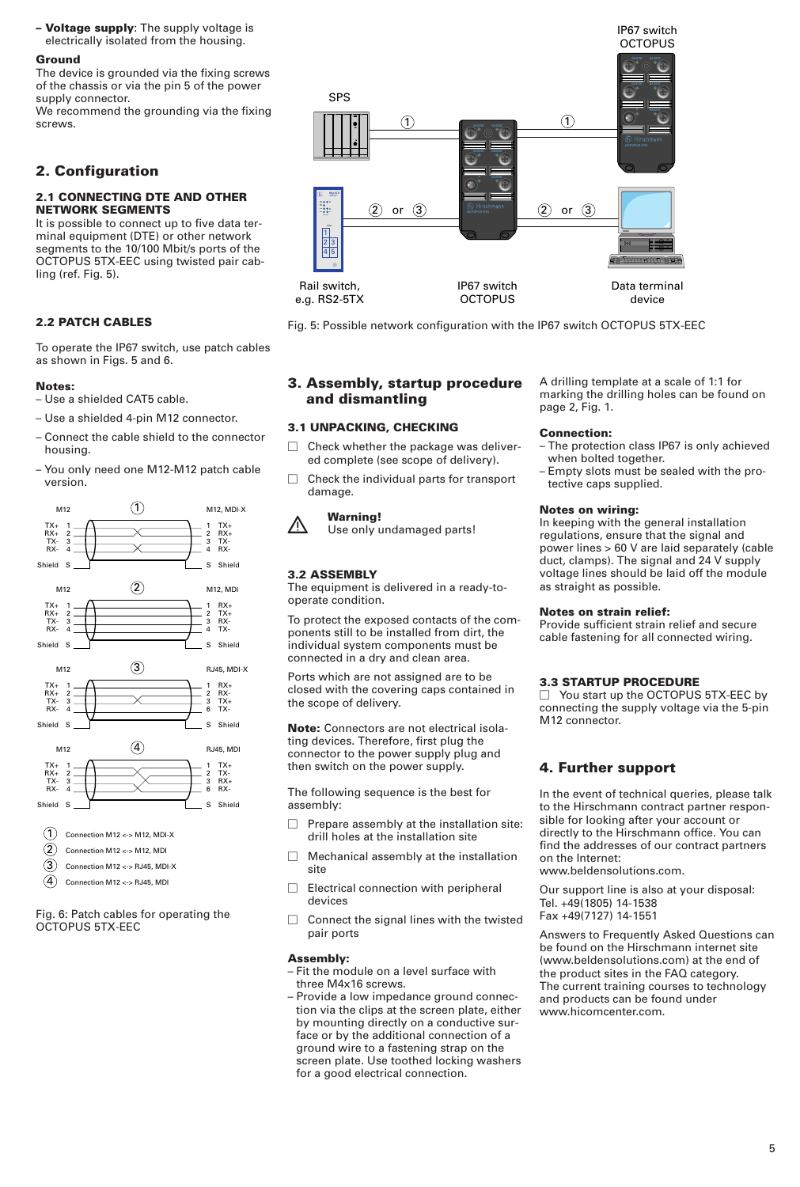– **Voltage supply**: The supply voltage is electrically isolated from the housing.

**Ground**

The device is grounded via the fixing screws of the chassis or via the pin 5 of the power supply connector.
We recommend the grounding via the fixing screws.

## 2. Configuration

### 2.1 CONNECTING DTE AND OTHER NETWORK SEGMENTS

It is possible to connect up to five data terminal equipment (DTE) or other network segments to the 10/100 Mbit/s ports of the OCTOPUS 5TX-EEC using twisted pair cabling (ref. Fig. 5).

Fig. 5: Possible network configuration with the IP67 switch OCTOPUS 5TX-EEC

### 2.2 PATCH CABLES

To operate the IP67 switch, use patch cables as shown in Figs. 5 and 6.

**Notes:**
– Use a shielded CAT5 cable.
– Use a shielded 4-pin M12 connector.
– Connect the cable shield to the connector housing.
– You only need one M12-M12 patch cable version.

1. Connection M12 <-> M12, MDI-X
2. Connection M12 <-> M12, MDI
3. Connection M12 <-> RJ45, MDI-X
4. Connection M12 <-> RJ45, MDI

Fig. 6: Patch cables for operating the OCTOPUS 5TX-EEC

## 3. Assembly, startup procedure and dismantling

### 3.1 UNPACKING, CHECKING

- ☐ Check whether the package was delivered complete (see scope of delivery).
- ☐ Check the individual parts for transport damage.

**Warning!**
Use only undamaged parts!

### 3.2 ASSEMBLY

The equipment is delivered in a ready-to-operate condition.

To protect the exposed contacts of the components still to be installed from dirt, the individual system components must be connected in a dry and clean area.

Ports which are not assigned are to be closed with the covering caps contained in the scope of delivery.

**Note:** Connectors are not electrical isolating devices. Therefore, first plug the connector to the power supply plug and then switch on the power supply.

The following sequence is the best for assembly:

- ☐ Prepare assembly at the installation site: drill holes at the installation site
- ☐ Mechanical assembly at the installation site
- ☐ Electrical connection with peripheral devices
- ☐ Connect the signal lines with the twisted pair ports

**Assembly:**
– Fit the module on a level surface with three M4x16 screws.
– Provide a low impedance ground connection via the clips at the screen plate, either by mounting directly on a conductive surface or by the additional connection of a ground wire to a fastening strap on the screen plate. Use toothed locking washers for a good electrical connection.

A drilling template at a scale of 1:1 for marking the drilling holes can be found on page 2, Fig. 1.

**Connection:**
– The protection class IP67 is only achieved when bolted together.
– Empty slots must be sealed with the protective caps supplied.

**Notes on wiring:**
In keeping with the general installation regulations, ensure that the signal and power lines > 60 V are laid separately (cable duct, clamps). The signal and 24 V supply voltage lines should be laid off the module as straight as possible.

**Notes on strain relief:**
Provide sufficient strain relief and secure cable fastening for all connected wiring.

### 3.3 STARTUP PROCEDURE

☐ You start up the OCTOPUS 5TX-EEC by connecting the supply voltage via the 5-pin M12 connector.

## 4. Further support

In the event of technical queries, please talk to the Hirschmann contract partner responsible for looking after your account or directly to the Hirschmann office. You can find the addresses of our contract partners on the Internet:
www.beldensolutions.com.

Our support line is also at your disposal:
Tel. +49(1805) 14-1538
Fax +49(7127) 14-1551

Answers to Frequently Asked Questions can be found on the Hirschmann internet site (www.beldensolutions.com) at the end of the product sites in the FAQ category.
The current training courses to technology and products can be found under www.hicomcenter.com.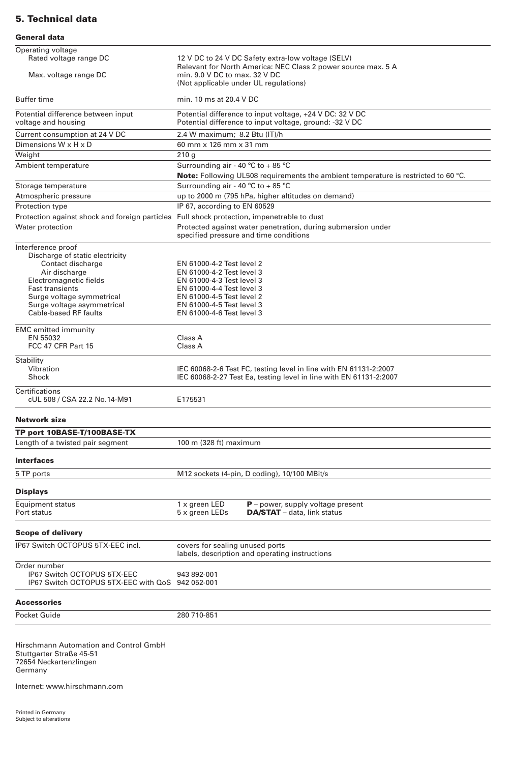## 5. Technical data

### General data

| | |
|---|---|
| Operating voltage | |
| Rated voltage range DC | 12 V DC to 24 V DC Safety extra-low voltage (SELV)<br>Relevant for North America: NEC Class 2 power source max. 5 A |
| Max. voltage range DC | min. 9.0 V DC to max. 32 V DC<br>(Not applicable under UL regulations) |
| Buffer time | min. 10 ms at 20.4 V DC |
| Potential difference between input voltage and housing | Potential difference to input voltage, +24 V DC: 32 V DC<br>Potential difference to input voltage, ground: -32 V DC |
| Current consumption at 24 V DC | 2.4 W maximum; 8.2 Btu (IT)/h |
| Dimensions W x H x D | 60 mm x 126 mm x 31 mm |
| Weight | 210 g |
| Ambient temperature | Surrounding air - 40 °C to + 85 °C<br>**Note:** Following UL508 requirements the ambient temperature is restricted to 60 °C. |
| Storage temperature | Surrounding air - 40 °C to + 85 °C |
| Atmospheric pressure | up to 2000 m (795 hPa, higher altitudes on demand) |
| Protection type | IP 67, according to EN 60529 |
| Protection against shock and foreign particles | Full shock protection, impenetrable to dust |
| Water protection | Protected against water penetration, during submersion under specified pressure and time conditions |
| Interference proof | |
| Discharge of static electricity | |
| Contact discharge | EN 61000-4-2 Test level 2 |
| Air discharge | EN 61000-4-2 Test level 3 |
| Electromagnetic fields | EN 61000-4-3 Test level 3 |
| Fast transients | EN 61000-4-4 Test level 3 |
| Surge voltage symmetrical | EN 61000-4-5 Test level 2 |
| Surge voltage asymmetrical | EN 61000-4-5 Test level 3 |
| Cable-based RF faults | EN 61000-4-6 Test level 3 |
| EMC emitted immunity | |
| EN 55032 | Class A |
| FCC 47 CFR Part 15 | Class A |
| Stability | |
| Vibration | IEC 60068-2-6 Test FC, testing level in line with EN 61131-2:2007 |
| Shock | IEC 60068-2-27 Test Ea, testing level in line with EN 61131-2:2007 |
| Certifications | |
| cUL 508 / CSA 22.2 No.14-M91 | E175531 |

### Network size

| TP port 10BASE-T/100BASE-TX | |
|---|---|
| Length of a twisted pair segment | 100 m (328 ft) maximum |

### Interfaces

| | |
|---|---|
| 5 TP ports | M12 sockets (4-pin, D coding), 10/100 MBit/s |

### Displays

| | | |
|---|---|---|
| Equipment status | 1 x green LED | **P** – power, supply voltage present |
| Port status | 5 x green LEDs | **DA/STAT** – data, link status |

### Scope of delivery

| | |
|---|---|
| IP67 Switch OCTOPUS 5TX-EEC incl. | covers for sealing unused ports<br>labels, description and operating instructions |
| Order number | |
| IP67 Switch OCTOPUS 5TX-EEC | 943 892-001 |
| IP67 Switch OCTOPUS 5TX-EEC with QoS | 942 052-001 |

### Accessories

| | |
|---|---|
| Pocket Guide | 280 710-851 |

Hirschmann Automation and Control GmbH
Stuttgarter Straße 45-51
72654 Neckartenzlingen
Germany

Internet: www.hirschmann.com

Printed in Germany
Subject to alterations